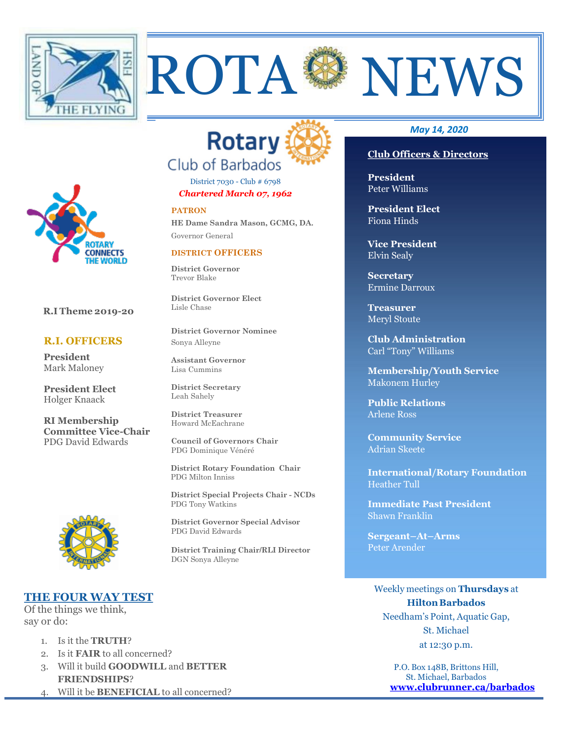# ROTA NEWS

*May 14, 2020*

## Rotary Club of Barbados

District 7030 - Club # 6798

***Chartered March 07, 1962***

ROTARY CONNECTS THE WORLD

**R.I Theme 2019-20**

### R.I. OFFICERS

**President**
Mark Maloney

**President Elect**
Holger Knaack

**RI Membership Committee Vice-Chair**
PDG David Edwards

### PATRON

**HE Dame Sandra Mason, GCMG, DA.**
Governor General

### DISTRICT OFFICERS

**District Governor**
Trevor Blake

**District Governor Elect**
Lisle Chase

**District Governor Nominee**
Sonya Alleyne

**Assistant Governor**
Lisa Cummins

**District Secretary**
Leah Sahely

**District Treasurer**
Howard McEachrane

**Council of Governors Chair**
PDG Dominique Vénéré

**District Rotary Foundation Chair**
PDG Milton Inniss

**District Special Projects Chair - NCDs**
PDG Tony Watkins

**District Governor Special Advisor**
PDG David Edwards

**District Training Chair/RLI Director**
DGN Sonya Alleyne

### Club Officers & Directors

**President**
Peter Williams

**President Elect**
Fiona Hinds

**Vice President**
Elvin Sealy

**Secretary**
Ermine Darroux

**Treasurer**
Meryl Stoute

**Club Administration**
Carl "Tony" Williams

**Membership/Youth Service**
Makonem Hurley

**Public Relations**
Arlene Ross

**Community Service**
Adrian Skeete

**International/Rotary Foundation**
Heather Tull

**Immediate Past President**
Shawn Franklin

**Sergeant–At–Arms**
Peter Arender

Weekly meetings on **Thursdays** at
**Hilton Barbados**
Needham's Point, Aquatic Gap,
St. Michael
at 12:30 p.m.

P.O. Box 148B, Brittons Hill,
St. Michael, Barbados
**www.clubrunner.ca/barbados**

### THE FOUR WAY TEST

Of the things we think, say or do:

1. Is it the **TRUTH**?
2. Is it **FAIR** to all concerned?
3. Will it build **GOODWILL** and **BETTER FRIENDSHIPS**?
4. Will it be **BENEFICIAL** to all concerned?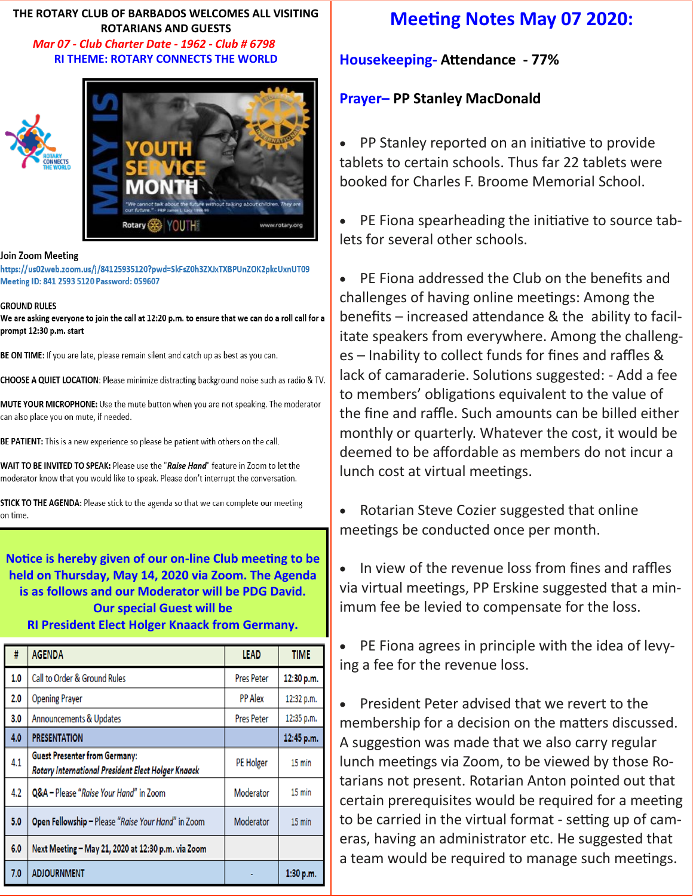THE ROTARY CLUB OF BARBADOS WELCOMES ALL VISITING ROTARIANS AND GUESTS

*Mar 07 - Club Charter Date - 1962 - Club # 6798*

**RI THEME: ROTARY CONNECTS THE WORLD**

Join Zoom Meeting

https://us02web.zoom.us/j/84125935120?pwd=SkFsZ0h3ZXJxTXBPUnZOK2pkcUxnUT09

Meeting ID: 841 2593 5120 Password: 059607

GROUND RULES

We are asking everyone to join the call at 12:20 p.m. to ensure that we can do a roll call for a prompt 12:30 p.m. start

**BE ON TIME:** If you are late, please remain silent and catch up as best as you can.

**CHOOSE A QUIET LOCATION:** Please minimize distracting background noise such as radio & TV.

**MUTE YOUR MICROPHONE:** Use the mute button when you are not speaking. The moderator can also place you on mute, if needed.

**BE PATIENT:** This is a new experience so please be patient with others on the call.

**WAIT TO BE INVITED TO SPEAK:** Please use the "*Raise Hand*" feature in Zoom to let the moderator know that you would like to speak. Please don't interrupt the conversation.

**STICK TO THE AGENDA:** Please stick to the agenda so that we can complete our meeting on time.

**Notice is hereby given of our on-line Club meeting to be held on Thursday, May 14, 2020 via Zoom. The Agenda is as follows and our Moderator will be PDG David. Our special Guest will be RI President Elect Holger Knaack from Germany.**

| # | AGENDA | LEAD | TIME |
|---|---|---|---|
| 1.0 | Call to Order & Ground Rules | Pres Peter | 12:30 p.m. |
| 2.0 | Opening Prayer | PP Alex | 12:32 p.m. |
| 3.0 | Announcements & Updates | Pres Peter | 12:35 p.m. |
| 4.0 | PRESENTATION | | 12:45 p.m. |
| 4.1 | Guest Presenter from Germany: *Rotary International President Elect Holger Knaack* | PE Holger | 15 min |
| 4.2 | Q&A – Please "*Raise Your Hand*" in Zoom | Moderator | 15 min |
| 5.0 | Open Fellowship – Please "*Raise Your Hand*" in Zoom | Moderator | 15 min |
| 6.0 | Next Meeting – May 21, 2020 at 12:30 p.m. via Zoom | | |
| 7.0 | ADJOURNMENT | - | 1:30 p.m. |

# Meeting Notes May 07 2020:

**Housekeeping- Attendance - 77%**

**Prayer– PP Stanley MacDonald**

- PP Stanley reported on an initiative to provide tablets to certain schools. Thus far 22 tablets were booked for Charles F. Broome Memorial School.
- PE Fiona spearheading the initiative to source tablets for several other schools.
- PE Fiona addressed the Club on the benefits and challenges of having online meetings: Among the benefits – increased attendance & the ability to facilitate speakers from everywhere. Among the challenges – Inability to collect funds for fines and raffles & lack of camaraderie. Solutions suggested: - Add a fee to members' obligations equivalent to the value of the fine and raffle. Such amounts can be billed either monthly or quarterly. Whatever the cost, it would be deemed to be affordable as members do not incur a lunch cost at virtual meetings.
- Rotarian Steve Cozier suggested that online meetings be conducted once per month.
- In view of the revenue loss from fines and raffles via virtual meetings, PP Erskine suggested that a minimum fee be levied to compensate for the loss.
- PE Fiona agrees in principle with the idea of levying a fee for the revenue loss.
- President Peter advised that we revert to the membership for a decision on the matters discussed. A suggestion was made that we also carry regular lunch meetings via Zoom, to be viewed by those Rotarians not present. Rotarian Anton pointed out that certain prerequisites would be required for a meeting to be carried in the virtual format - setting up of cameras, having an administrator etc. He suggested that a team would be required to manage such meetings.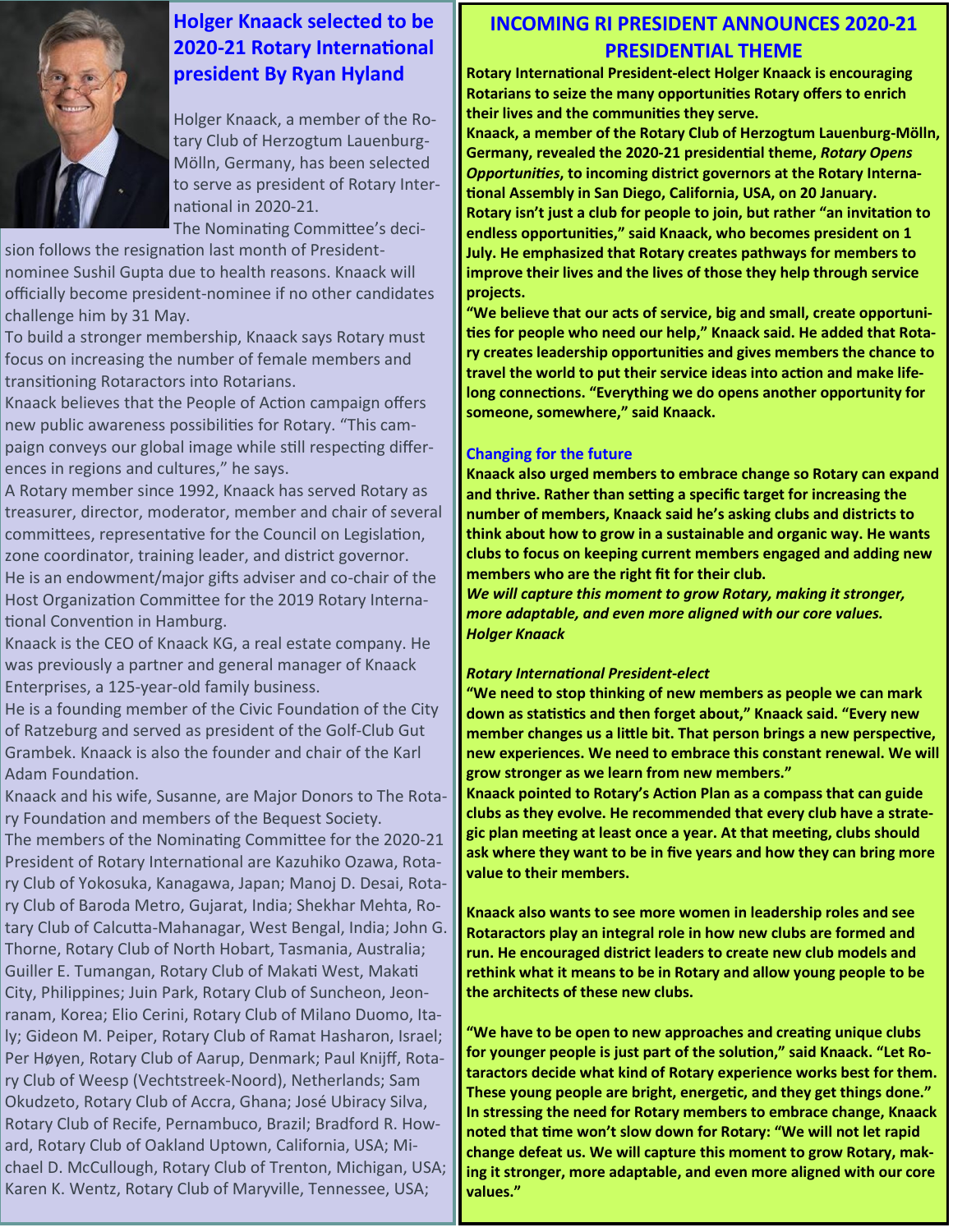## Holger Knaack selected to be 2020-21 Rotary International president By Ryan Hyland

Holger Knaack, a member of the Rotary Club of Herzogtum Lauenburg-Mölln, Germany, has been selected to serve as president of Rotary International in 2020-21.

The Nominating Committee's decision follows the resignation last month of President-nominee Sushil Gupta due to health reasons. Knaack will officially become president-nominee if no other candidates challenge him by 31 May.

To build a stronger membership, Knaack says Rotary must focus on increasing the number of female members and transitioning Rotaractors into Rotarians.

Knaack believes that the People of Action campaign offers new public awareness possibilities for Rotary. "This campaign conveys our global image while still respecting differences in regions and cultures," he says.

A Rotary member since 1992, Knaack has served Rotary as treasurer, director, moderator, member and chair of several committees, representative for the Council on Legislation, zone coordinator, training leader, and district governor.

He is an endowment/major gifts adviser and co-chair of the Host Organization Committee for the 2019 Rotary International Convention in Hamburg.

Knaack is the CEO of Knaack KG, a real estate company. He was previously a partner and general manager of Knaack Enterprises, a 125-year-old family business.

He is a founding member of the Civic Foundation of the City of Ratzeburg and served as president of the Golf-Club Gut Grambek. Knaack is also the founder and chair of the Karl Adam Foundation.

Knaack and his wife, Susanne, are Major Donors to The Rotary Foundation and members of the Bequest Society.

The members of the Nominating Committee for the 2020-21 President of Rotary International are Kazuhiko Ozawa, Rotary Club of Yokosuka, Kanagawa, Japan; Manoj D. Desai, Rotary Club of Baroda Metro, Gujarat, India; Shekhar Mehta, Rotary Club of Calcutta-Mahanagar, West Bengal, India; John G. Thorne, Rotary Club of North Hobart, Tasmania, Australia; Guiller E. Tumangan, Rotary Club of Makati West, Makati City, Philippines; Juin Park, Rotary Club of Suncheon, Jeonranam, Korea; Elio Cerini, Rotary Club of Milano Duomo, Italy; Gideon M. Peiper, Rotary Club of Ramat Hasharon, Israel; Per Høyen, Rotary Club of Aarup, Denmark; Paul Knijff, Rotary Club of Weesp (Vechtstreek-Noord), Netherlands; Sam Okudzeto, Rotary Club of Accra, Ghana; José Ubiracy Silva, Rotary Club of Recife, Pernambuco, Brazil; Bradford R. Howard, Rotary Club of Oakland Uptown, California, USA; Michael D. McCullough, Rotary Club of Trenton, Michigan, USA; Karen K. Wentz, Rotary Club of Maryville, Tennessee, USA;

## INCOMING RI PRESIDENT ANNOUNCES 2020-21 PRESIDENTIAL THEME

**Rotary International President-elect Holger Knaack is encouraging Rotarians to seize the many opportunities Rotary offers to enrich their lives and the communities they serve.**

**Knaack, a member of the Rotary Club of Herzogtum Lauenburg-Mölln, Germany, revealed the 2020-21 presidential theme, *Rotary Opens Opportunities*, to incoming district governors at the Rotary International Assembly in San Diego, California, USA, on 20 January.**

**Rotary isn't just a club for people to join, but rather "an invitation to endless opportunities," said Knaack, who becomes president on 1 July. He emphasized that Rotary creates pathways for members to improve their lives and the lives of those they help through service projects.**

**"We believe that our acts of service, big and small, create opportunities for people who need our help," Knaack said. He added that Rotary creates leadership opportunities and gives members the chance to travel the world to put their service ideas into action and make lifelong connections. "Everything we do opens another opportunity for someone, somewhere," said Knaack.**

### Changing for the future

**Knaack also urged members to embrace change so Rotary can expand and thrive. Rather than setting a specific target for increasing the number of members, Knaack said he's asking clubs and districts to think about how to grow in a sustainable and organic way. He wants clubs to focus on keeping current members engaged and adding new members who are the right fit for their club.**

***We will capture this moment to grow Rotary, making it stronger, more adaptable, and even more aligned with our core values.***
***Holger Knaack***

***Rotary International President-elect***

**"We need to stop thinking of new members as people we can mark down as statistics and then forget about," Knaack said. "Every new member changes us a little bit. That person brings a new perspective, new experiences. We need to embrace this constant renewal. We will grow stronger as we learn from new members."**

**Knaack pointed to Rotary's Action Plan as a compass that can guide clubs as they evolve. He recommended that every club have a strategic plan meeting at least once a year. At that meeting, clubs should ask where they want to be in five years and how they can bring more value to their members.**

**Knaack also wants to see more women in leadership roles and see Rotaractors play an integral role in how new clubs are formed and run. He encouraged district leaders to create new club models and rethink what it means to be in Rotary and allow young people to be the architects of these new clubs.**

**"We have to be open to new approaches and creating unique clubs for younger people is just part of the solution," said Knaack. "Let Rotaractors decide what kind of Rotary experience works best for them. These young people are bright, energetic, and they get things done."**

**In stressing the need for Rotary members to embrace change, Knaack noted that time won't slow down for Rotary: "We will not let rapid change defeat us. We will capture this moment to grow Rotary, making it stronger, more adaptable, and even more aligned with our core values."**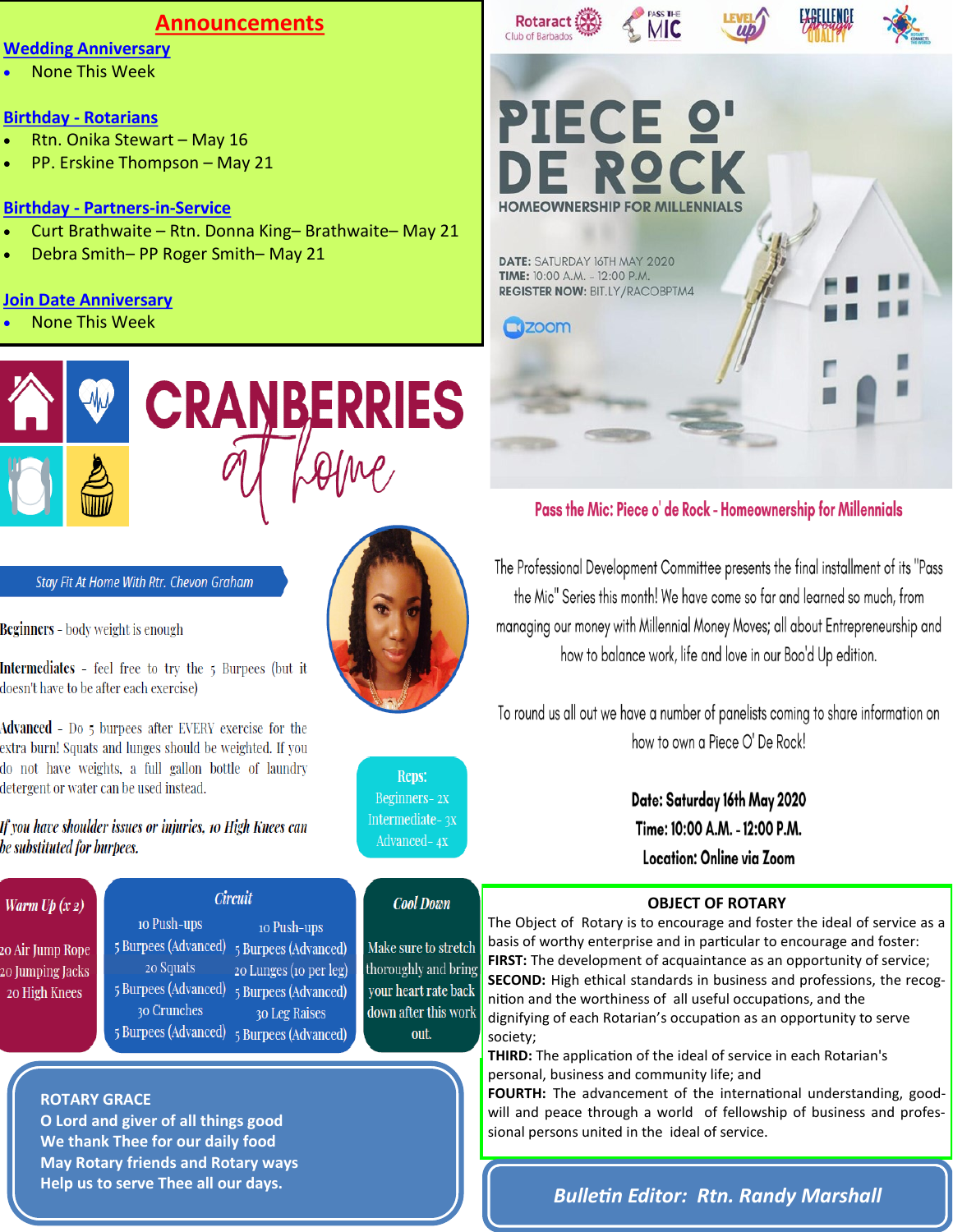## Announcements

### Wedding Anniversary

- None This Week

### Birthday - Rotarians

- Rtn. Onika Stewart – May 16
- PP. Erskine Thompson – May 21

### Birthday - Partners-in-Service

- Curt Brathwaite – Rtn. Donna King– Brathwaite– May 21
- Debra Smith– PP Roger Smith– May 21

### Join Date Anniversary

- None This Week

## CRANBERRIES *at home*

*Stay Fit At Home With Rtr. Chevon Graham*

**Beginners** - body weight is enough

**Intermediates** - feel free to try the 5 Burpees (but it doesn't have to be after each exercise)

**Advanced** - Do 5 burpees after EVERY exercise for the extra burn! Squats and lunges should be weighted. If you do not have weights, a full gallon bottle of laundry detergent or water can be used instead.

***If you have shoulder issues or injuries, 10 High Knees can be substituted for burpees.***

**Reps:**
Beginners- 2x
Intermediate- 3x
Advanced- 4x

**Warm Up (x 2)**

20 Air Jump Rope
20 Jumping Jacks
20 High Knees

**Circuit**

10 Push-ups
5 Burpees (Advanced)
20 Squats
5 Burpees (Advanced)
30 Crunches
5 Burpees (Advanced)
10 Push-ups
5 Burpees (Advanced)
20 Lunges (10 per leg)
5 Burpees (Advanced)
30 Leg Raises
5 Burpees (Advanced)

**Cool Down**

Make sure to stretch thoroughly and bring your heart rate back down after this work out.

**ROTARY GRACE**
O Lord and giver of all things good
We thank Thee for our daily food
May Rotary friends and Rotary ways
Help us to serve Thee all our days.

Rotaract Club of Barbados — PASS THE MIC — LEVEL up — EXCELLENCE Through QUALITY

# PIECE O' DE ROCK
HOMEOWNERSHIP FOR MILLENNIALS

**DATE:** SATURDAY 16TH MAY 2020
**TIME:** 10:00 A.M. – 12:00 P.M.
**REGISTER NOW:** BIT.LY/RACOBPTM4

zoom

### Pass the Mic: Piece o' de Rock - Homeownership for Millennials

The Professional Development Committee presents the final installment of its "Pass the Mic" Series this month! We have come so far and learned so much, from managing our money with Millennial Money Moves; all about Entrepreneurship and how to balance work, life and love in our Boo'd Up edition.

To round us all out we have a number of panelists coming to share information on how to own a Piece O' De Rock!

**Date: Saturday 16th May 2020**
**Time: 10:00 A.M. - 12:00 P.M.**
**Location: Online via Zoom**

### OBJECT OF ROTARY

The Object of Rotary is to encourage and foster the ideal of service as a basis of worthy enterprise and in particular to encourage and foster:
**FIRST:** The development of acquaintance as an opportunity of service;
**SECOND:** High ethical standards in business and professions, the recognition and the worthiness of all useful occupations, and the dignifying of each Rotarian's occupation as an opportunity to serve society;
**THIRD:** The application of the ideal of service in each Rotarian's personal, business and community life; and
**FOURTH:** The advancement of the international understanding, goodwill and peace through a world of fellowship of business and professional persons united in the ideal of service.

***Bulletin Editor: Rtn. Randy Marshall***